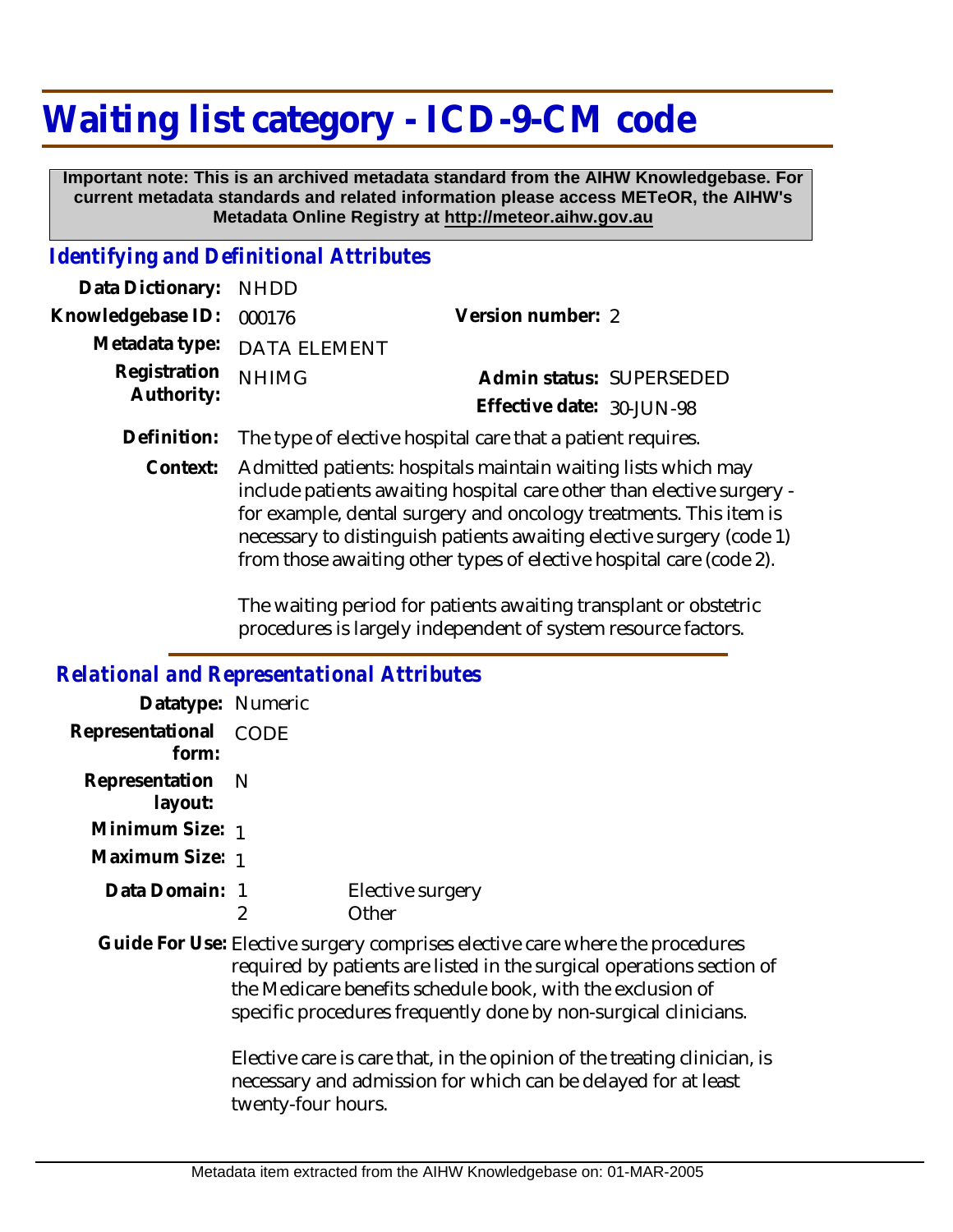# Waiting list category - ICD-9-CM code

**Important note: This is an archived metadata standard from the AIHW Knowledgebase. For current metadata standards and related information please access METeOR, the AIHW's Metadata Online Registry at http://meteor.aihw.gov.au**

## *Identifying and Definitional Attributes*

**Data Dictionary:** NHDD

**Knowledgebase ID:** 000176

**Version number:** 2

**Metadata type:** DATA ELEMENT

**Registration Authority:** NHIMG

**Admin status:** SUPERSEDED

**Effective date:** 30-JUN-98

**Definition:** The type of elective hospital care that a patient requires.

**Context:** Admitted patients: hospitals maintain waiting lists which may include patients awaiting hospital care other than elective surgery - for example, dental surgery and oncology treatments. This item is necessary to distinguish patients awaiting elective surgery (code 1) from those awaiting other types of elective hospital care (code 2).

The waiting period for patients awaiting transplant or obstetric procedures is largely independent of system resource factors.

## *Relational and Representational Attributes*

**Datatype:** Numeric

**Representational form:** CODE

**Representation layout:** N

**Minimum Size:** 1

**Maximum Size:** 1

**Data Domain:**

1 Elective surgery

2 Other

**Guide For Use:** Elective surgery comprises elective care where the procedures required by patients are listed in the surgical operations section of the Medicare benefits schedule book, with the exclusion of specific procedures frequently done by non-surgical clinicians.

Elective care is care that, in the opinion of the treating clinician, is necessary and admission for which can be delayed for at least twenty-four hours.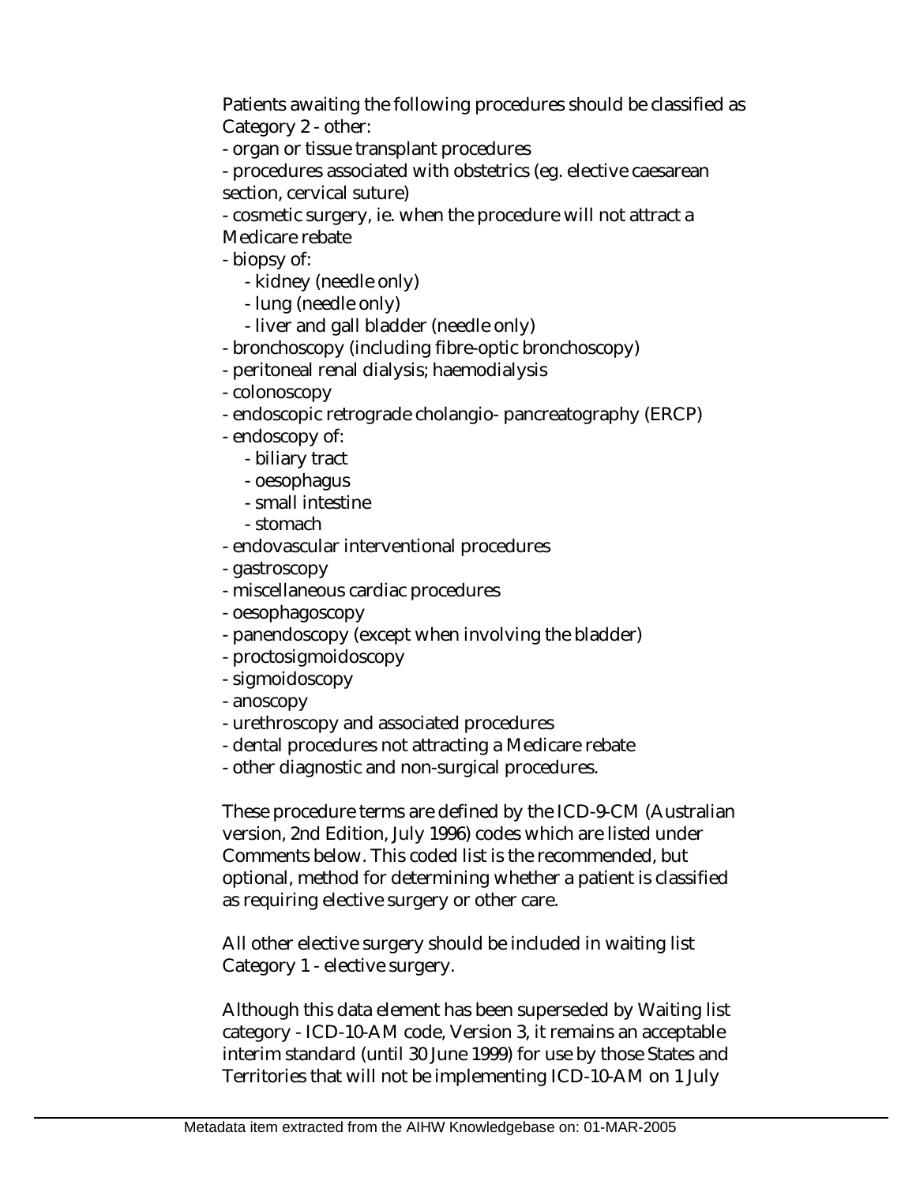Patients awaiting the following procedures should be classified as Category 2 - other:

- organ or tissue transplant procedures
- procedures associated with obstetrics (eg. elective caesarean section, cervical suture)
- cosmetic surgery, ie. when the procedure will not attract a Medicare rebate
- biopsy of:
    - kidney (needle only)
    - lung (needle only)
    - liver and gall bladder (needle only)
- bronchoscopy (including fibre-optic bronchoscopy)
- peritoneal renal dialysis; haemodialysis
- colonoscopy
- endoscopic retrograde cholangio- pancreatography (ERCP)
- endoscopy of:
    - biliary tract
    - oesophagus
    - small intestine
    - stomach
- endovascular interventional procedures
- gastroscopy
- miscellaneous cardiac procedures
- oesophagoscopy
- panendoscopy (except when involving the bladder)
- proctosigmoidoscopy
- sigmoidoscopy
- anoscopy
- urethroscopy and associated procedures
- dental procedures not attracting a Medicare rebate
- other diagnostic and non-surgical procedures.

These procedure terms are defined by the ICD-9-CM (Australian version, 2nd Edition, July 1996) codes which are listed under Comments below. This coded list is the recommended, but optional, method for determining whether a patient is classified as requiring elective surgery or other care.

All other elective surgery should be included in waiting list Category 1 - elective surgery.

Although this data element has been superseded by Waiting list category - ICD-10-AM code, Version 3, it remains an acceptable interim standard (until 30 June 1999) for use by those States and Territories that will not be implementing ICD-10-AM on 1 July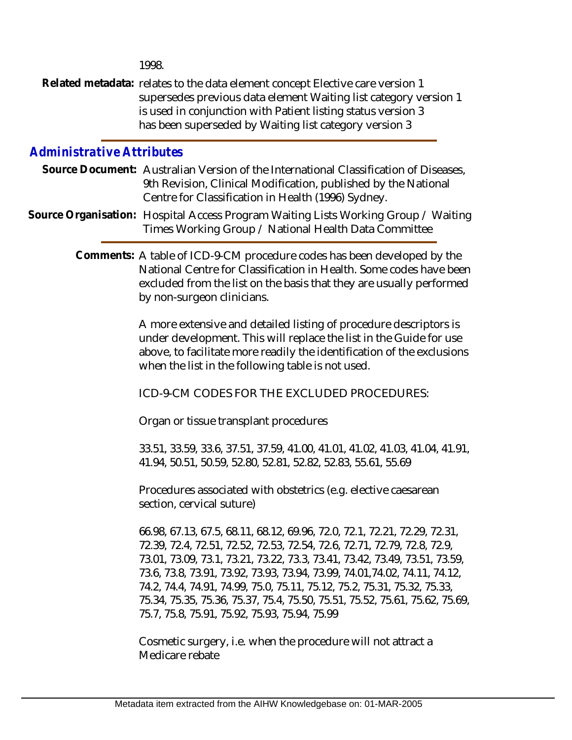1998.

**Related metadata:** relates to the data element concept Elective care version 1
supersedes previous data element Waiting list category version 1
is used in conjunction with Patient listing status version 3
has been superseded by Waiting list category version 3

## *Administrative Attributes*

**Source Document:** Australian Version of the International Classification of Diseases, 9th Revision, Clinical Modification, published by the National Centre for Classification in Health (1996) Sydney.

**Source Organisation:** Hospital Access Program Waiting Lists Working Group / Waiting Times Working Group / National Health Data Committee

**Comments:** A table of ICD-9-CM procedure codes has been developed by the National Centre for Classification in Health. Some codes have been excluded from the list on the basis that they are usually performed by non-surgeon clinicians.

A more extensive and detailed listing of procedure descriptors is under development. This will replace the list in the Guide for use above, to facilitate more readily the identification of the exclusions when the list in the following table is not used.

ICD-9-CM CODES FOR THE EXCLUDED PROCEDURES:

Organ or tissue transplant procedures

33.51, 33.59, 33.6, 37.51, 37.59, 41.00, 41.01, 41.02, 41.03, 41.04, 41.91, 41.94, 50.51, 50.59, 52.80, 52.81, 52.82, 52.83, 55.61, 55.69

Procedures associated with obstetrics (e.g. elective caesarean section, cervical suture)

66.98, 67.13, 67.5, 68.11, 68.12, 69.96, 72.0, 72.1, 72.21, 72.29, 72.31, 72.39, 72.4, 72.51, 72.52, 72.53, 72.54, 72.6, 72.71, 72.79, 72.8, 72.9, 73.01, 73.09, 73.1, 73.21, 73.22, 73.3, 73.41, 73.42, 73.49, 73.51, 73.59, 73.6, 73.8, 73.91, 73.92, 73.93, 73.94, 73.99, 74.01,74.02, 74.11, 74.12, 74.2, 74.4, 74.91, 74.99, 75.0, 75.11, 75.12, 75.2, 75.31, 75.32, 75.33, 75.34, 75.35, 75.36, 75.37, 75.4, 75.50, 75.51, 75.52, 75.61, 75.62, 75.69, 75.7, 75.8, 75.91, 75.92, 75.93, 75.94, 75.99

Cosmetic surgery, i.e. when the procedure will not attract a Medicare rebate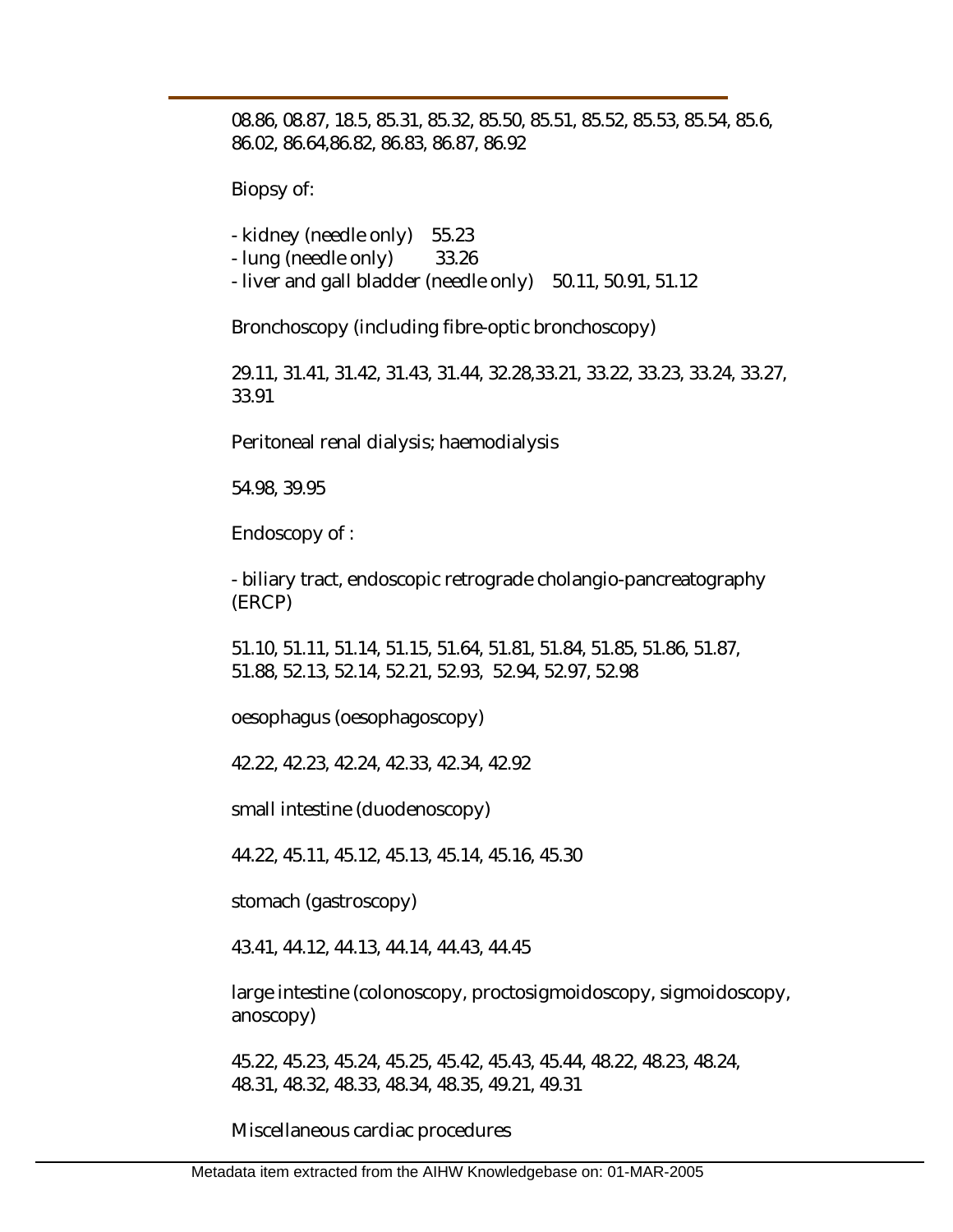08.86, 08.87, 18.5, 85.31, 85.32, 85.50, 85.51, 85.52, 85.53, 85.54, 85.6, 86.02, 86.64,86.82, 86.83, 86.87, 86.92

Biopsy of:

- kidney (needle only)  55.23
- lung (needle only)  33.26
- liver and gall bladder (needle only)  50.11, 50.91, 51.12

Bronchoscopy (including fibre-optic bronchoscopy)

29.11, 31.41, 31.42, 31.43, 31.44, 32.28,33.21, 33.22, 33.23, 33.24, 33.27, 33.91

Peritoneal renal dialysis; haemodialysis

54.98, 39.95

Endoscopy of :

- biliary tract, endoscopic retrograde cholangio-pancreatography (ERCP)

51.10, 51.11, 51.14, 51.15, 51.64, 51.81, 51.84, 51.85, 51.86, 51.87, 51.88, 52.13, 52.14, 52.21, 52.93, 52.94, 52.97, 52.98

oesophagus (oesophagoscopy)

42.22, 42.23, 42.24, 42.33, 42.34, 42.92

small intestine (duodenoscopy)

44.22, 45.11, 45.12, 45.13, 45.14, 45.16, 45.30

stomach (gastroscopy)

43.41, 44.12, 44.13, 44.14, 44.43, 44.45

large intestine (colonoscopy, proctosigmoidoscopy, sigmoidoscopy, anoscopy)

45.22, 45.23, 45.24, 45.25, 45.42, 45.43, 45.44, 48.22, 48.23, 48.24, 48.31, 48.32, 48.33, 48.34, 48.35, 49.21, 49.31

Miscellaneous cardiac procedures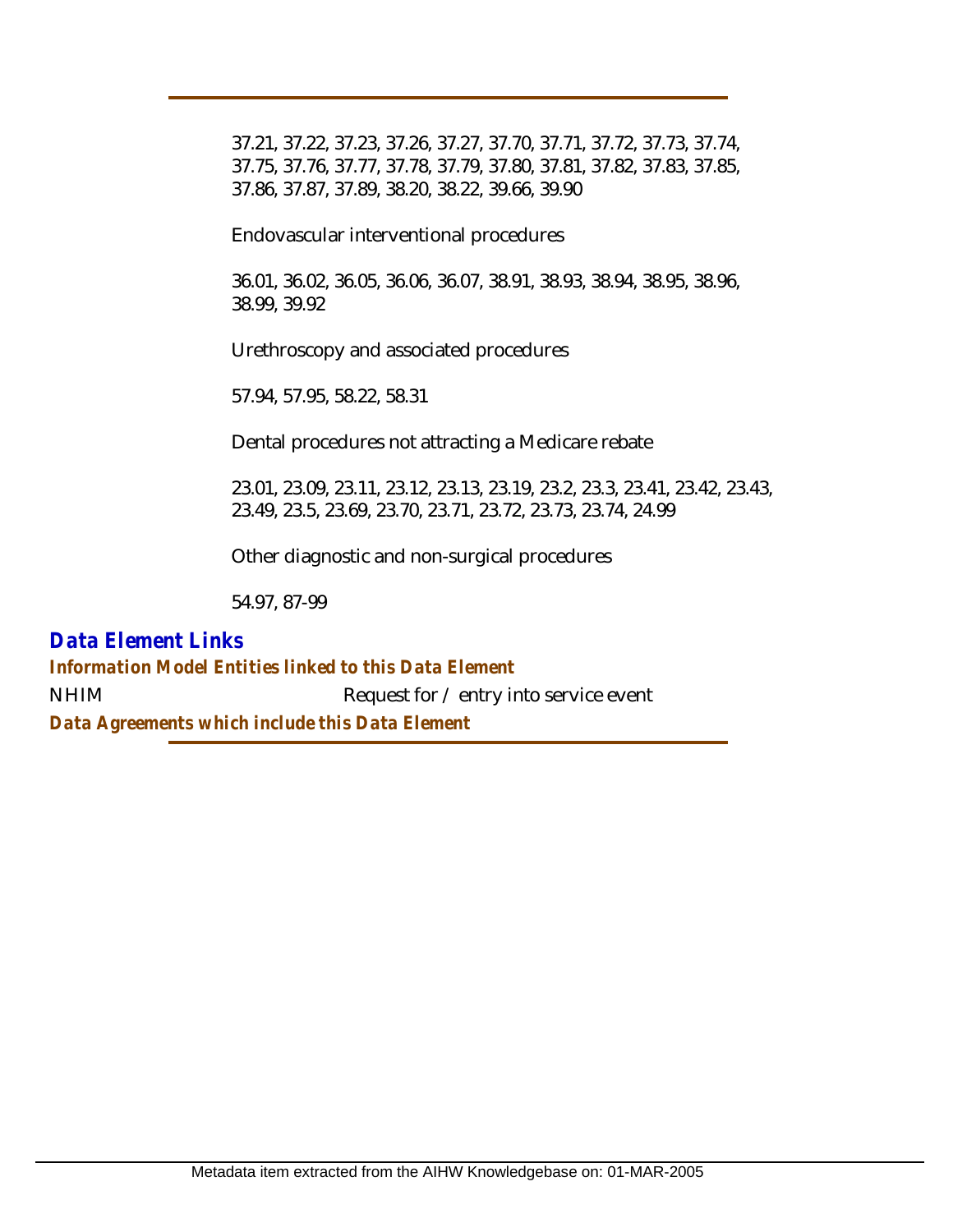37.21, 37.22, 37.23, 37.26, 37.27, 37.70, 37.71, 37.72, 37.73, 37.74, 37.75, 37.76, 37.77, 37.78, 37.79, 37.80, 37.81, 37.82, 37.83, 37.85, 37.86, 37.87, 37.89, 38.20, 38.22, 39.66, 39.90

Endovascular interventional procedures

36.01, 36.02, 36.05, 36.06, 36.07, 38.91, 38.93, 38.94, 38.95, 38.96, 38.99, 39.92

Urethroscopy and associated procedures

57.94, 57.95, 58.22, 58.31

Dental procedures not attracting a Medicare rebate

23.01, 23.09, 23.11, 23.12, 23.13, 23.19, 23.2, 23.3, 23.41, 23.42, 23.43, 23.49, 23.5, 23.69, 23.70, 23.71, 23.72, 23.73, 23.74, 24.99

Other diagnostic and non-surgical procedures

54.97, 87-99

## Data Element Links

### *Information Model Entities linked to this Data Element*

NHIM — Request for / entry into service event

### *Data Agreements which include this Data Element*

Metadata item extracted from the AIHW Knowledgebase on: 01-MAR-2005